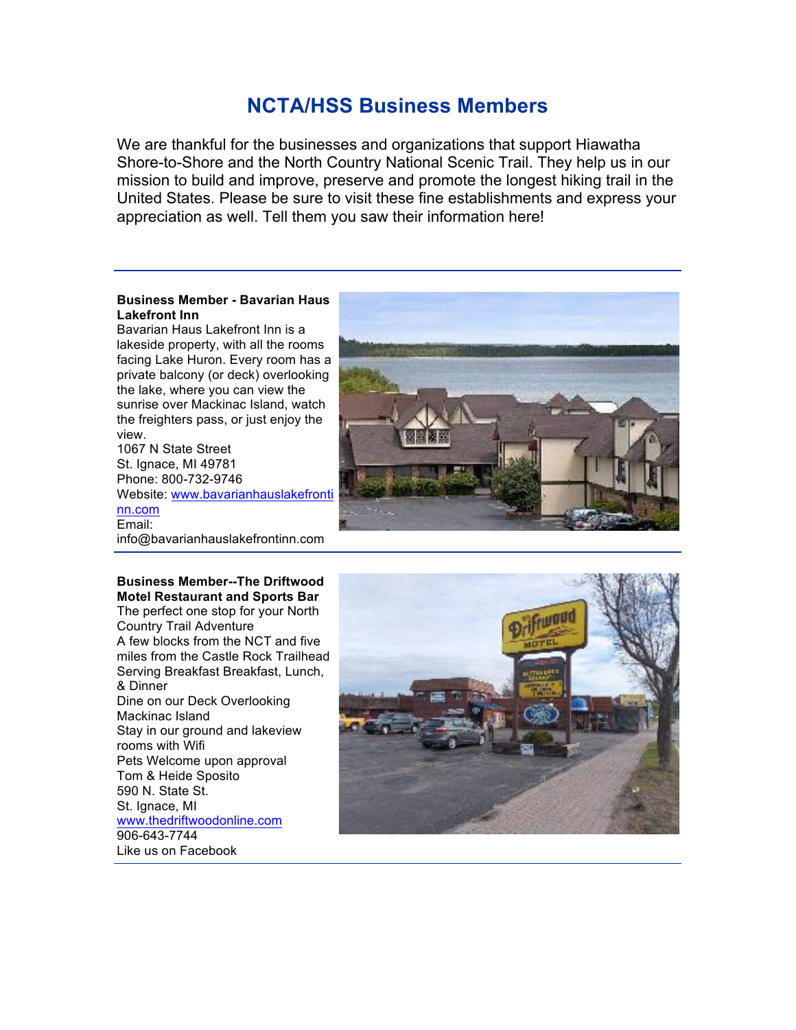# NCTA/HSS Business Members

We are thankful for the businesses and organizations that support Hiawatha Shore-to-Shore and the North Country National Scenic Trail. They help us in our mission to build and improve, preserve and promote the longest hiking trail in the United States. Please be sure to visit these fine establishments and express your appreciation as well. Tell them you saw their information here!

---

**Business Member - Bavarian Haus Lakefront Inn**

Bavarian Haus Lakefront Inn is a lakeside property, with all the rooms facing Lake Huron. Every room has a private balcony (or deck) overlooking the lake, where you can view the sunrise over Mackinac Island, watch the freighters pass, or just enjoy the view.

1067 N State Street
St. Ignace, MI 49781
Phone: 800-732-9746
Website: [www.bavarianhauslakefrontinn.com](http://www.bavarianhauslakefrontinn.com)
Email: info@bavarianhauslakefrontinn.com

---

**Business Member--The Driftwood Motel Restaurant and Sports Bar**

The perfect one stop for your North Country Trail Adventure
A few blocks from the NCT and five miles from the Castle Rock Trailhead
Serving Breakfast Breakfast, Lunch, & Dinner
Dine on our Deck Overlooking Mackinac Island
Stay in our ground and lakeview rooms with Wifi
Pets Welcome upon approval
Tom & Heide Sposito
590 N. State St.
St. Ignace, MI
[www.thedriftwoodonline.com](http://www.thedriftwoodonline.com)
906-643-7744
Like us on Facebook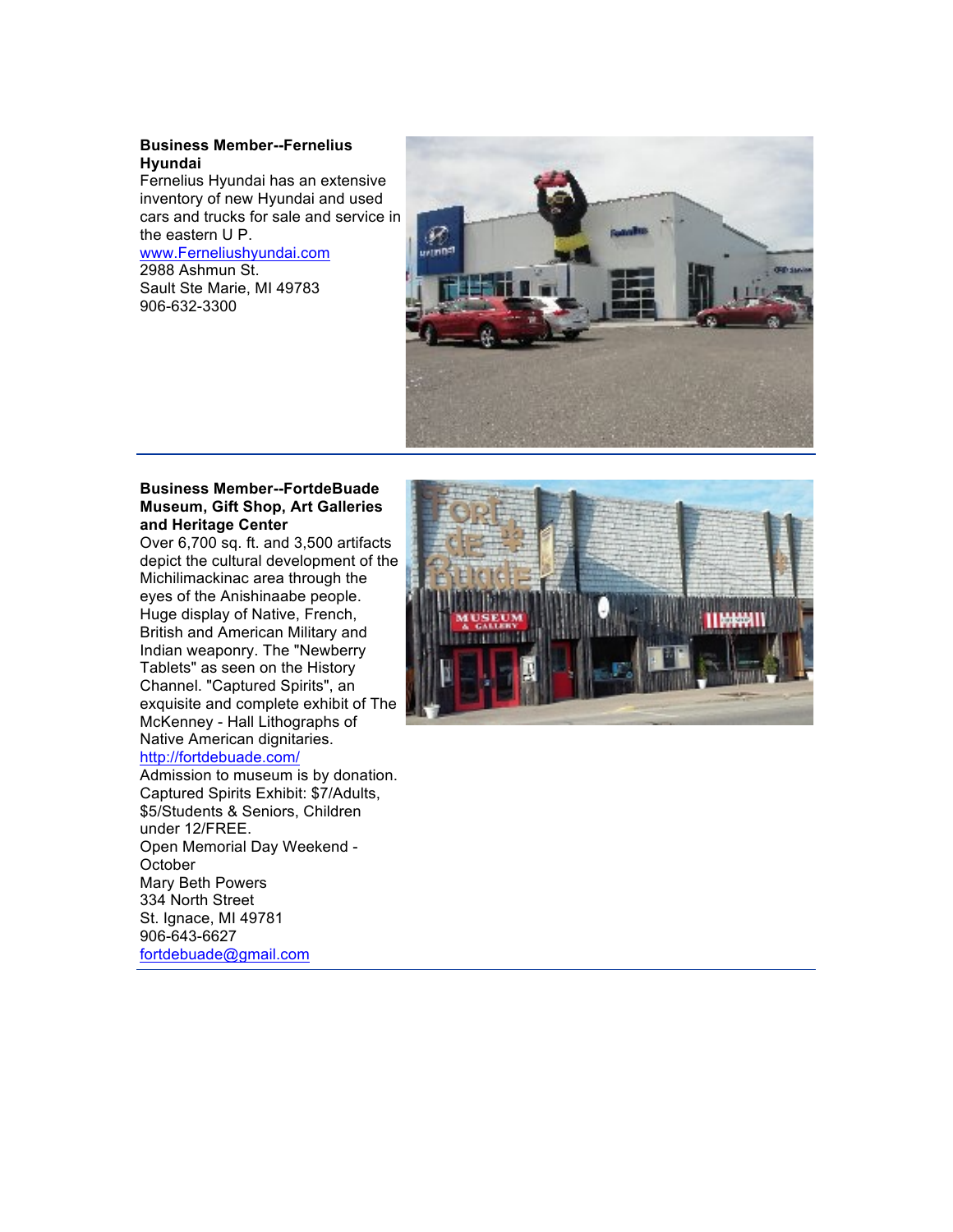**Business Member--Fernelius Hyundai**

Fernelius Hyundai has an extensive inventory of new Hyundai and used cars and trucks for sale and service in the eastern U P.

www.Ferneliushyundai.com

2988 Ashmun St.
Sault Ste Marie, MI 49783
906-632-3300

---

**Business Member--FortdeBuade Museum, Gift Shop, Art Galleries and Heritage Center**

Over 6,700 sq. ft. and 3,500 artifacts depict the cultural development of the Michilimackinac area through the eyes of the Anishinaabe people. Huge display of Native, French, British and American Military and Indian weaponry. The "Newberry Tablets" as seen on the History Channel. "Captured Spirits", an exquisite and complete exhibit of The McKenney - Hall Lithographs of Native American dignitaries.

http://fortdebuade.com/

Admission to museum is by donation.
Captured Spirits Exhibit: $7/Adults, $5/Students & Seniors, Children under 12/FREE.
Open Memorial Day Weekend - October
Mary Beth Powers
334 North Street
St. Ignace, MI 49781
906-643-6627
fortdebuade@gmail.com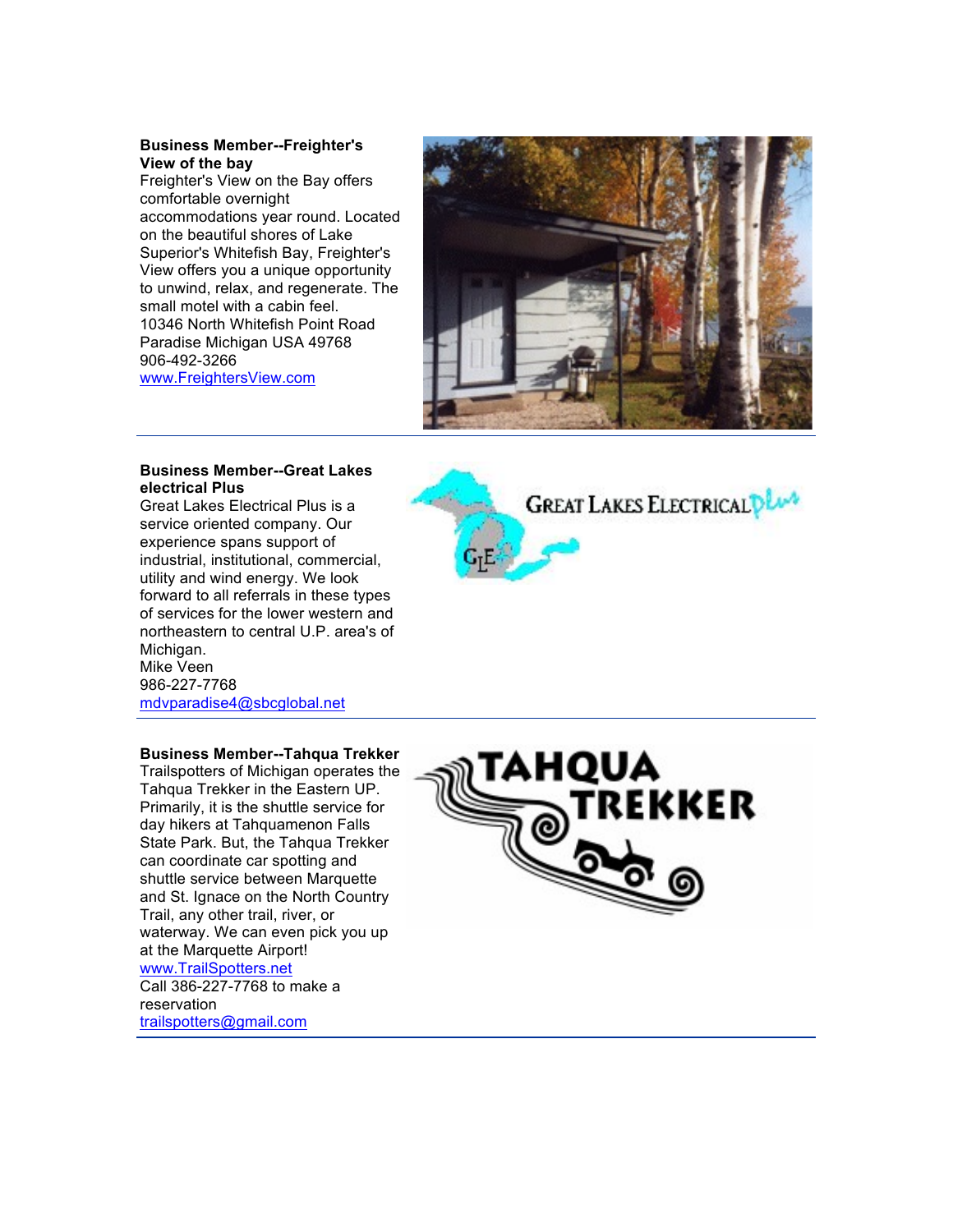**Business Member--Freighter's View of the bay**

Freighter's View on the Bay offers comfortable overnight accommodations year round. Located on the beautiful shores of Lake Superior's Whitefish Bay, Freighter's View offers you a unique opportunity to unwind, relax, and regenerate. The small motel with a cabin feel.
10346 North Whitefish Point Road
Paradise Michigan USA 49768
906-492-3266
[www.FreightersView.com](http://www.FreightersView.com)

---

**Business Member--Great Lakes electrical Plus**

Great Lakes Electrical Plus is a service oriented company. Our experience spans support of industrial, institutional, commercial, utility and wind energy. We look forward to all referrals in these types of services for the lower western and northeastern to central U.P. area's of Michigan.
Mike Veen
986-227-7768
[mdvparadise4@sbcglobal.net](mailto:mdvparadise4@sbcglobal.net)

---

**Business Member--Tahqua Trekker**

Trailspotters of Michigan operates the Tahqua Trekker in the Eastern UP. Primarily, it is the shuttle service for day hikers at Tahquamenon Falls State Park. But, the Tahqua Trekker can coordinate car spotting and shuttle service between Marquette and St. Ignace on the North Country Trail, any other trail, river, or waterway. We can even pick you up at the Marquette Airport!
[www.TrailSpotters.net](http://www.TrailSpotters.net)
Call 386-227-7768 to make a reservation
[trailspotters@gmail.com](mailto:trailspotters@gmail.com)

---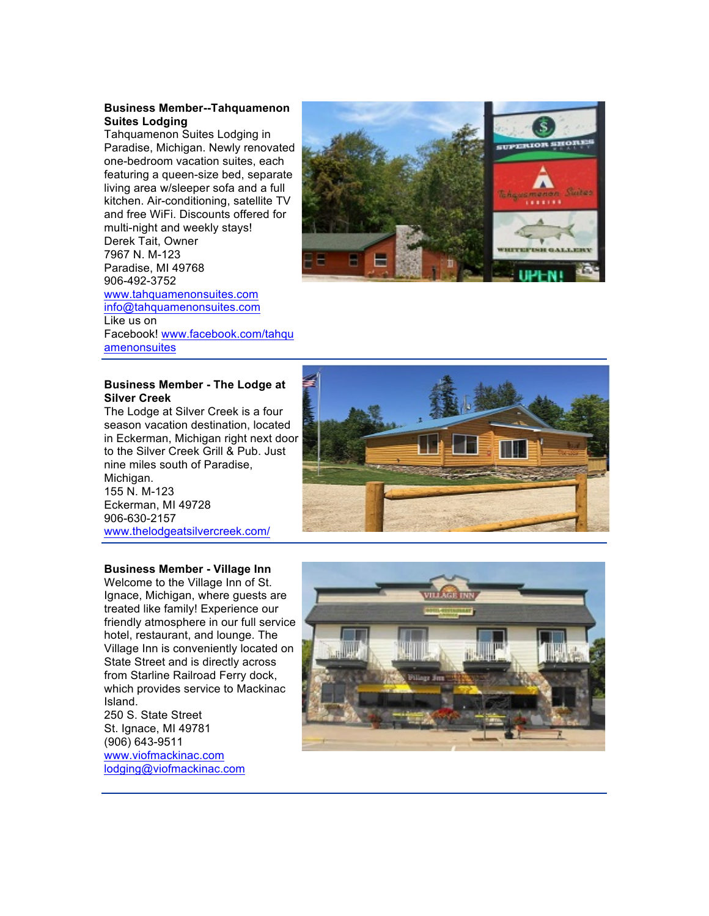**Business Member--Tahquamenon Suites Lodging**

Tahquamenon Suites Lodging in Paradise, Michigan. Newly renovated one-bedroom vacation suites, each featuring a queen-size bed, separate living area w/sleeper sofa and a full kitchen. Air-conditioning, satellite TV and free WiFi. Discounts offered for multi-night and weekly stays!

Derek Tait, Owner
7967 N. M-123
Paradise, MI 49768
906-492-3752
www.tahquamenonsuites.com
info@tahquamenonsuites.com
Like us on Facebook! www.facebook.com/tahquamenonsuites

---

**Business Member - The Lodge at Silver Creek**

The Lodge at Silver Creek is a four season vacation destination, located in Eckerman, Michigan right next door to the Silver Creek Grill & Pub. Just nine miles south of Paradise, Michigan.

155 N. M-123
Eckerman, MI 49728
906-630-2157
www.thelodgeatsilvercreek.com/

---

**Business Member - Village Inn**

Welcome to the Village Inn of St. Ignace, Michigan, where guests are treated like family! Experience our friendly atmosphere in our full service hotel, restaurant, and lounge. The Village Inn is conveniently located on State Street and is directly across from Starline Railroad Ferry dock, which provides service to Mackinac Island.

250 S. State Street
St. Ignace, MI 49781
(906) 643-9511
www.viofmackinac.com
lodging@viofmackinac.com

---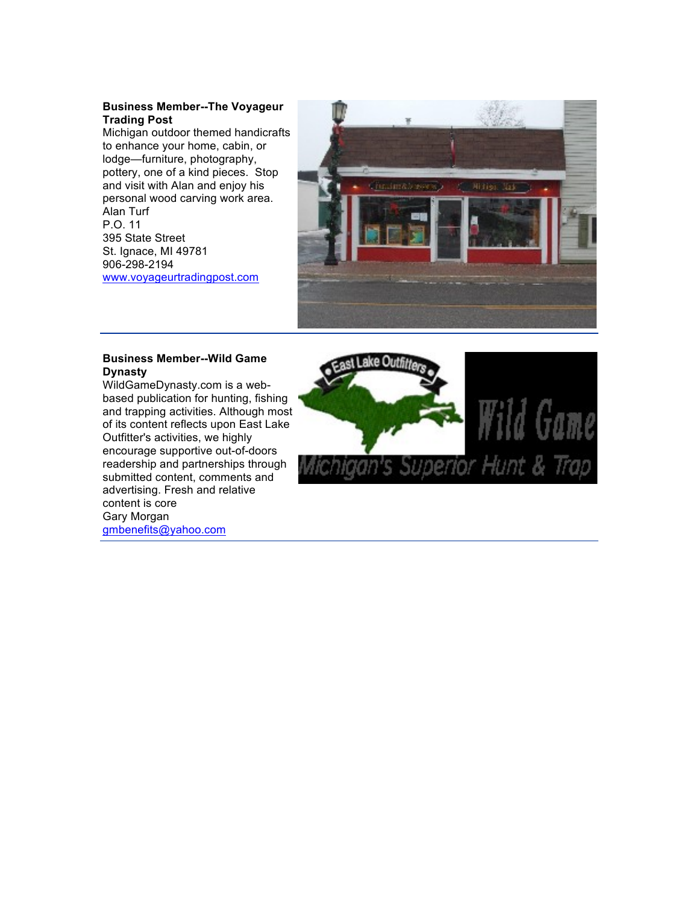**Business Member--The Voyageur Trading Post**

Michigan outdoor themed handicrafts to enhance your home, cabin, or lodge—furniture, photography, pottery, one of a kind pieces. Stop and visit with Alan and enjoy his personal wood carving work area.

Alan Turf
P.O. 11
395 State Street
St. Ignace, MI 49781
906-298-2194
www.voyageurtradingpost.com

---

**Business Member--Wild Game Dynasty**

WildGameDynasty.com is a web-based publication for hunting, fishing and trapping activities. Although most of its content reflects upon East Lake Outfitter's activities, we highly encourage supportive out-of-doors readership and partnerships through submitted content, comments and advertising. Fresh and relative content is core

Gary Morgan
gmbenefits@yahoo.com

---